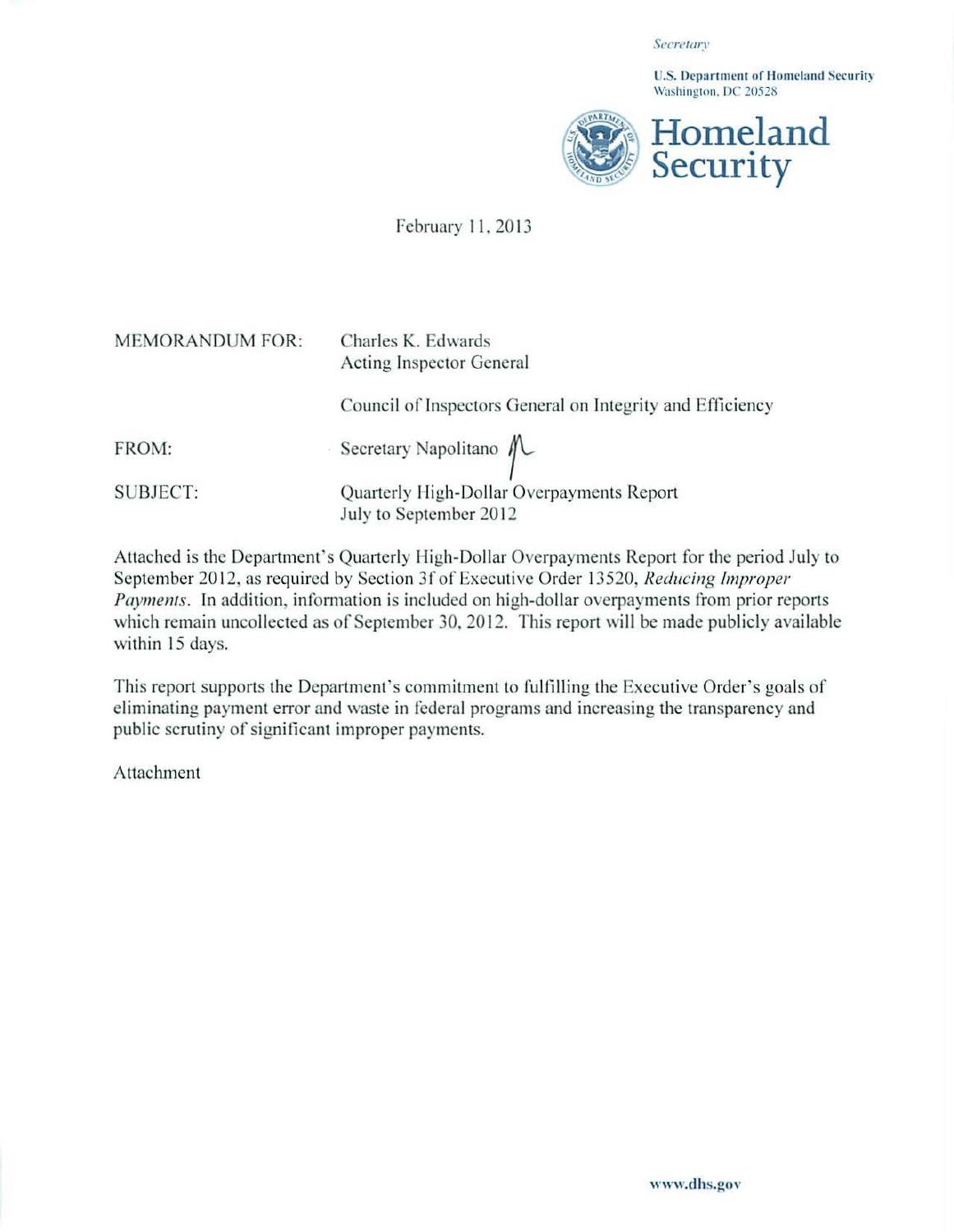*Secretary*

**U.S. Department of Homeland Security**
Washington, DC 20528

**Homeland Security**

February 11, 2013

| | |
|---|---|
| MEMORANDUM FOR: | Charles K. Edwards<br>Acting Inspector General |
| | Council of Inspectors General on Integrity and Efficiency |
| FROM: | Secretary Napolitano |
| SUBJECT: | Quarterly High-Dollar Overpayments Report<br>July to September 2012 |

Attached is the Department's Quarterly High-Dollar Overpayments Report for the period July to September 2012, as required by Section 3f of Executive Order 13520, *Reducing Improper Payments*. In addition, information is included on high-dollar overpayments from prior reports which remain uncollected as of September 30, 2012. This report will be made publicly available within 15 days.

This report supports the Department's commitment to fulfilling the Executive Order's goals of eliminating payment error and waste in federal programs and increasing the transparency and public scrutiny of significant improper payments.

Attachment

www.dhs.gov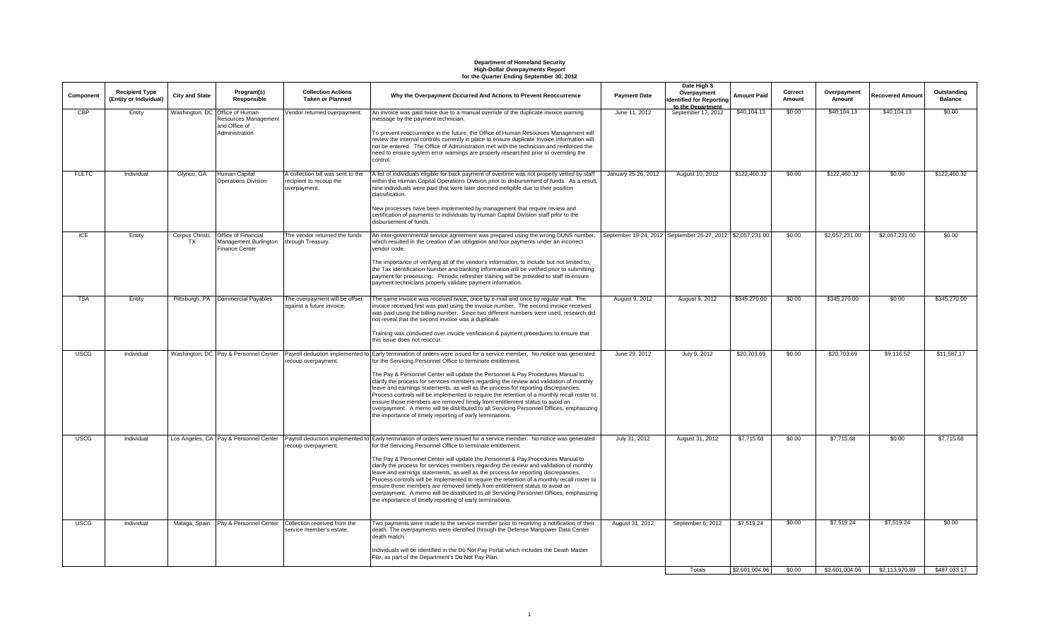**Department of Homeland Security**
**High-Dollar Overpayments Report**
**for the Quarter Ending September 30, 2012**

| Component | Recipient Type (Entity or Individual) | City and State | Program(s) Responsible | Collection Actions Taken or Planned | Why the Overpayment Occurred And Actions to Prevent Reoccurrence | Payment Date | Date High $ Overpayment Identified for Reporting to the Department | Amount Paid | Correct Amount | Overpayment Amount | Recovered Amount | Outstanding Balance |
|---|---|---|---|---|---|---|---|---|---|---|---|---|
| CBP | Entity | Washington, DC | Office of Human Resources Management and Office of Administration | Vendor returned overpayment. | An invoice was paid twice due to a manual override of the duplicate invoice warning message by the payment technician.<br><br>To prevent reoccurrence in the future, the Office of Human Resources Management will review the internal controls currently in place to ensure duplicate invoice information will not be entered. The Office of Administration met with the technician and reinforced the need to ensure system error warnings are properly researched prior to overriding the control. | June 11, 2012 | September 17, 2012 | $40,104.13 | $0.00 | $40,104.13 | $40,104.13 | $0.00 |
| FLETC | Individual | Glynco, GA | Human Capital Operations Division | A collection bill was sent to the recipient to recoup the overpayment. | A list of individuals eligible for back payment of overtime was not properly vetted by staff within the Human Capital Operations Division prior to disbursement of funds. As a result, nine individuals were paid that were later deemed ineligible due to their position classification.<br><br>New processes have been implemented by management that require review and certification of payments to individuals by Human Capital Division staff prior to the disbursement of funds. | January 25-26, 2012 | August 10, 2012 | $122,460.32 | $0.00 | $122,460.32 | $0.00 | $122,460.32 |
| ICE | Entity | Corpus Christi, TX | Office of Financial Management Burlington Finance Center | The vendor returned the funds through Treasury. | An inter-governmental service agreement was prepared using the wrong DUNS number, which resulted in the creation of an obligation and four payments under an incorrect vendor code.<br><br>The importance of verifying all of the vendor's information, to include but not limited to, the Tax Identification Number and banking information will be verified prior to submitting payment for processing. Periodic refresher training will be provided to staff to ensure payment technicians properly validate payment information. | September 19-24, 2012 | September 26-27, 2012 | $2,057,231.00 | $0.00 | $2,057,231.00 | $2,057,231.00 | $0.00 |
| TSA | Entity | Pittsburgh, PA | Commercial Payables | The overpayment will be offset against a future invoice. | The same invoice was received twice, once by e-mail and once by regular mail. The invoice received first was paid using the invoice number. The second invoice received was paid using the billing number. Since two different numbers were used, research did not reveal that the second invoice was a duplicate.<br><br>Training was conducted over invoice verification & payment procedures to ensure that this issue does not reoccur. | August 9, 2012 | August 9, 2012 | $345,270.00 | $0.00 | $345,270.00 | $0.00 | $345,270.00 |
| USCG | Individual | Washington, DC | Pay & Personnel Center | Payroll deduction implemented to recoup overpayment. | Early termination of orders were issued for a service member. No notice was generated for the Servicing Personnel Office to terminate entitlement.<br><br>The Pay & Personnel Center will update the Personnel & Pay Procedures Manual to clarify the process for services members regarding the review and validation of monthly leave and earnings statements, as well as the process for reporting discrepancies. Process controls will be implemented to require the retention of a monthly recall roster to ensure those members are removed timely from entitlement status to avoid an overpayment. A memo will be distributed to all Servicing Personnel Offices, emphasizing the importance of timely reporting of early terminations. | June 29, 2012 | July 9, 2012 | $20,703.69 | $0.00 | $20,703.69 | $9,116.52 | $11,587.17 |
| USCG | Individual | Los Angeles, CA | Pay & Personnel Center | Payroll deduction implemented to recoup overpayment. | Early termination of orders were issued for a service member. No notice was generated for the Servicing Personnel Office to terminate entitlement.<br><br>The Pay & Personnel Center will update the Personnel & Pay Procedures Manual to clarify the process for services members regarding the review and validation of monthly leave and earnings statements, as well as the process for reporting discrepancies. Process controls will be implemented to require the retention of a monthly recall roster to ensure those members are removed timely from entitlement status to avoid an overpayment. A memo will be distributed to all Servicing Personnel Offices, emphasizing the importance of timely reporting of early terminations. | July 31, 2012 | August 31, 2012 | $7,715.68 | $0.00 | $7,715.68 | $0.00 | $7,715.68 |
| USCG | Individual | Malaga, Spain | Pay & Personnel Center | Collection received from the service member's estate. | Two payments were made to the service member prior to receiving a notification of their death. The overpayments were identified through the Defense Manpower Data Center death match.<br><br>Individuals will be identified in the Do Not Pay Portal which includes the Death Master File, as part of the Department's Do Not Pay Plan. | August 31, 2012 | September 6, 2012 | $7,519.24 | $0.00 | $7,519.24 | $7,519.24 | $0.00 |
| | | | | | | | Totals | $2,601,004.06 | $0.00 | $2,601,004.06 | $2,113,970.89 | $487,033.17 |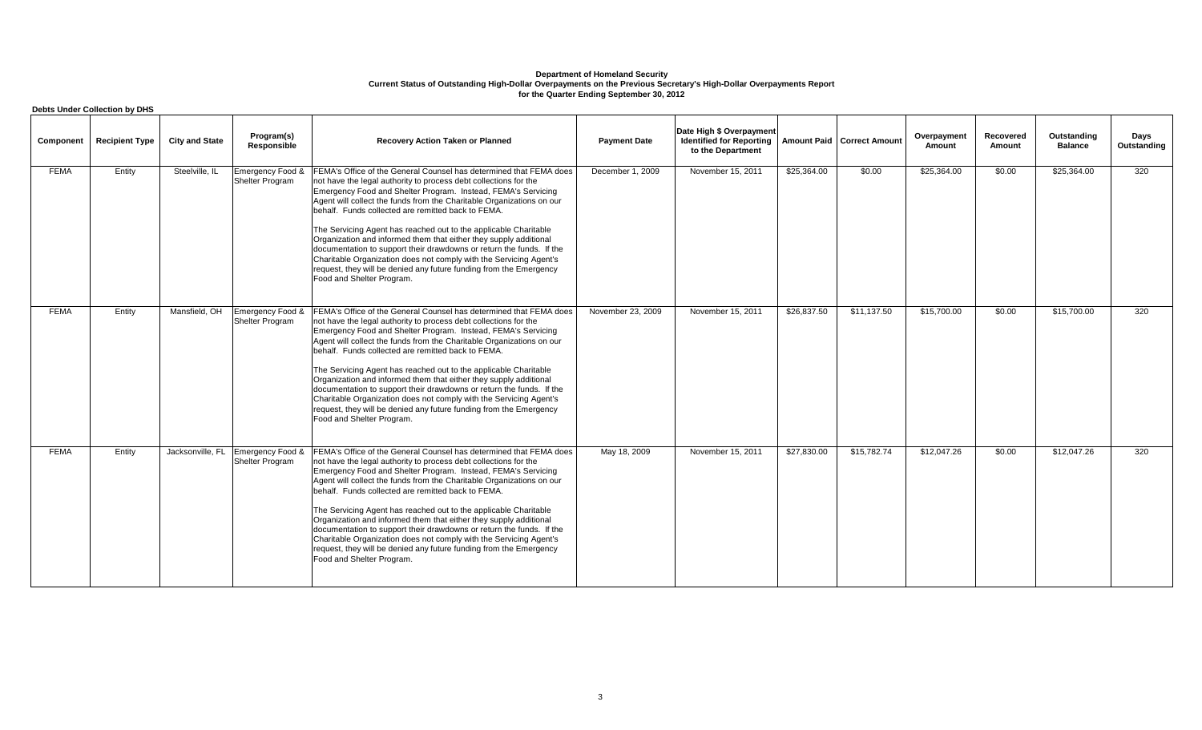**Department of Homeland Security**
**Current Status of Outstanding High-Dollar Overpayments on the Previous Secretary's High-Dollar Overpayments Report**
**for the Quarter Ending September 30, 2012**

**Debts Under Collection by DHS**

| Component | Recipient Type | City and State | Program(s) Responsible | Recovery Action Taken or Planned | Payment Date | Date High $ Overpayment Identified for Reporting to the Department | Amount Paid | Correct Amount | Overpayment Amount | Recovered Amount | Outstanding Balance | Days Outstanding |
|---|---|---|---|---|---|---|---|---|---|---|---|---|
| FEMA | Entity | Steelvile, IL | Emergency Food & Shelter Program | FEMA's Office of the General Counsel has determined that FEMA does not have the legal authority to process debt collections for the Emergency Food and Shelter Program. Instead, FEMA's Servicing Agent will collect the funds from the Charitable Organizations on our behalf. Funds collected are remitted back to FEMA.<br><br>The Servicing Agent has reached out to the applicable Charitable Organization and informed them that either they supply additional documentation to support their drawdowns or return the funds. If the Charitable Organization does not comply with the Servicing Agent's request, they will be denied any future funding from the Emergency Food and Shelter Program. | December 1, 2009 | November 15, 2011 | $25,364.00 | $0.00 | $25,364.00 | $0.00 | $25,364.00 | 320 |
| FEMA | Entity | Mansfield, OH | Emergency Food & Shelter Program | FEMA's Office of the General Counsel has determined that FEMA does not have the legal authority to process debt collections for the Emergency Food and Shelter Program. Instead, FEMA's Servicing Agent will collect the funds from the Charitable Organizations on our behalf. Funds collected are remitted back to FEMA.<br><br>The Servicing Agent has reached out to the applicable Charitable Organization and informed them that either they supply additional documentation to support their drawdowns or return the funds. If the Charitable Organization does not comply with the Servicing Agent's request, they will be denied any future funding from the Emergency Food and Shelter Program. | November 23, 2009 | November 15, 2011 | $26,837.50 | $11,137.50 | $15,700.00 | $0.00 | $15,700.00 | 320 |
| FEMA | Entity | Jacksonville, FL | Emergency Food & Shelter Program | FEMA's Office of the General Counsel has determined that FEMA does not have the legal authority to process debt collections for the Emergency Food and Shelter Program. Instead, FEMA's Servicing Agent will collect the funds from the Charitable Organizations on our behalf. Funds collected are remitted back to FEMA.<br><br>The Servicing Agent has reached out to the applicable Charitable Organization and informed them that either they supply additional documentation to support their drawdowns or return the funds. If the Charitable Organization does not comply with the Servicing Agent's request, they will be denied any future funding from the Emergency Food and Shelter Program. | May 18, 2009 | November 15, 2011 | $27,830.00 | $15,782.74 | $12,047.26 | $0.00 | $12,047.26 | 320 |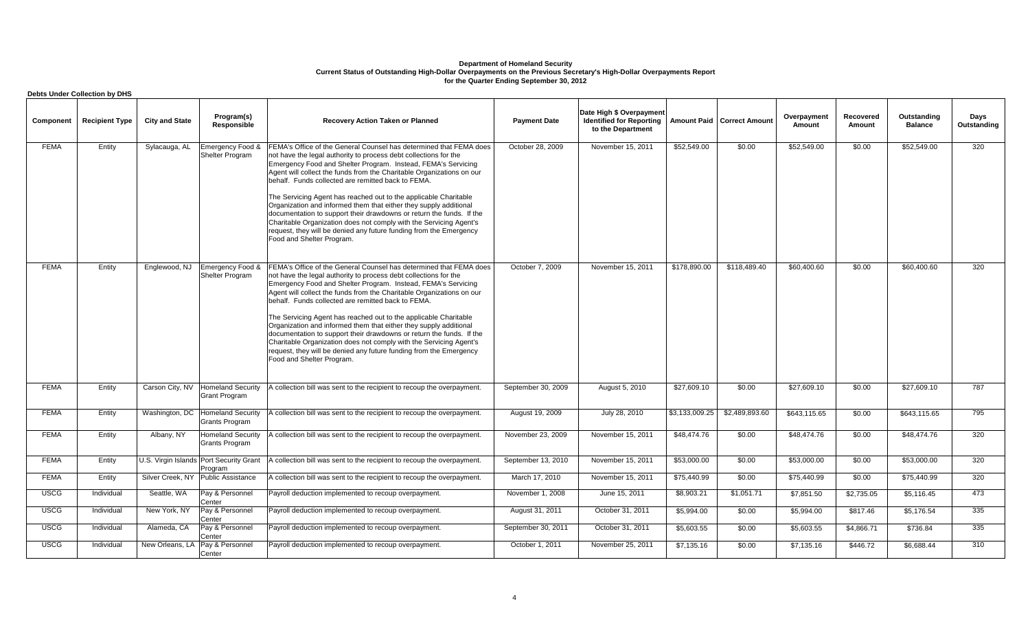**Department of Homeland Security**
**Current Status of Outstanding High-Dollar Overpayments on the Previous Secretary's High-Dollar Overpayments Report**
**for the Quarter Ending September 30, 2012**

**Debts Under Collection by DHS**

| Component | Recipient Type | City and State | Program(s) Responsible | Recovery Action Taken or Planned | Payment Date | Date High $ Overpayment Identified for Reporting to the Department | Amount Paid | Correct Amount | Overpayment Amount | Recovered Amount | Outstanding Balance | Days Outstanding |
|---|---|---|---|---|---|---|---|---|---|---|---|---|
| FEMA | Entity | Sylacauga, AL | Emergency Food & Shelter Program | FEMA's Office of the General Counsel has determined that FEMA does not have the legal authority to process debt collections for the Emergency Food and Shelter Program. Instead, FEMA's Servicing Agent will collect the funds from the Charitable Organizations on our behalf. Funds collected are remitted back to FEMA. The Servicing Agent has reached out to the applicable Charitable Organization and informed them that either they supply additional documentation to support their drawdowns or return the funds. If the Charitable Organization does not comply with the Servicing Agent's request, they will be denied any future funding from the Emergency Food and Shelter Program. | October 28, 2009 | November 15, 2011 | $52,549.00 | $0.00 | $52,549.00 | $0.00 | $52,549.00 | 320 |
| FEMA | Entity | Englewood, NJ | Emergency Food & Shelter Program | FEMA's Office of the General Counsel has determined that FEMA does not have the legal authority to process debt collections for the Emergency Food and Shelter Program. Instead, FEMA's Servicing Agent will collect the funds from the Charitable Organizations on our behalf. Funds collected are remitted back to FEMA. The Servicing Agent has reached out to the applicable Charitable Organization and informed them that either they supply additional documentation to support their drawdowns or return the funds. If the Charitable Organization does not comply with the Servicing Agent's request, they will be denied any future funding from the Emergency Food and Shelter Program. | October 7, 2009 | November 15, 2011 | $178,890.00 | $118,489.40 | $60,400.60 | $0.00 | $60,400.60 | 320 |
| FEMA | Entity | Carson City, NV | Homeland Security Grant Program | A collection bill was sent to the recipient to recoup the overpayment. | September 30, 2009 | August 5, 2010 | $27,609.10 | $0.00 | $27,609.10 | $0.00 | $27,609.10 | 787 |
| FEMA | Entity | Washington, DC | Homeland Security Grants Program | A collection bill was sent to the recipient to recoup the overpayment. | August 19, 2009 | July 28, 2010 | $3,133,009.25 | $2,489,893.60 | $643,115.65 | $0.00 | $643,115.65 | 795 |
| FEMA | Entity | Albany, NY | Homeland Security Grants Program | A collection bill was sent to the recipient to recoup the overpayment. | November 23, 2009 | November 15, 2011 | $48,474.76 | $0.00 | $48,474.76 | $0.00 | $48,474.76 | 320 |
| FEMA | Entity | U.S. Virgin Islands | Port Security Grant Program | A collection bill was sent to the recipient to recoup the overpayment. | September 13, 2010 | November 15, 2011 | $53,000.00 | $0.00 | $53,000.00 | $0.00 | $53,000.00 | 320 |
| FEMA | Entity | Silver Creek, NY | Public Assistance | A collection bill was sent to the recipient to recoup the overpayment. | March 17, 2010 | November 15, 2011 | $75,440.99 | $0.00 | $75,440.99 | $0.00 | $75,440.99 | 320 |
| USCG | Individual | Seattle, WA | Pay & Personnel Center | Payroll deduction implemented to recoup overpayment. | November 1, 2008 | June 15, 2011 | $8,903.21 | $1,051.71 | $7,851.50 | $2,735.05 | $5,116.45 | 473 |
| USCG | Individual | New York, NY | Pay & Personnel Center | Payroll deduction implemented to recoup overpayment. | August 31, 2011 | October 31, 2011 | $5,994.00 | $0.00 | $5,994.00 | $817.46 | $5,176.54 | 335 |
| USCG | Individual | Alameda, CA | Pay & Personnel Center | Payroll deduction implemented to recoup overpayment. | September 30, 2011 | October 31, 2011 | $5,603.55 | $0.00 | $5,603.55 | $4,866.71 | $736.84 | 335 |
| USCG | Individual | New Orleans, LA | Pay & Personnel Center | Payroll deduction implemented to recoup overpayment. | October 1, 2011 | November 25, 2011 | $7,135.16 | $0.00 | $7,135.16 | $446.72 | $6,688.44 | 310 |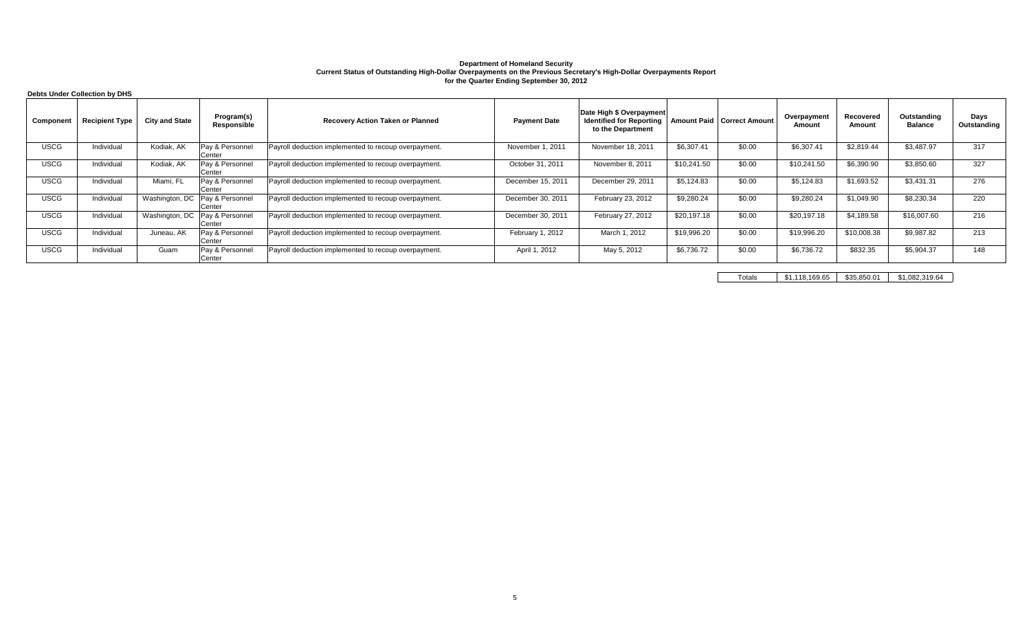**Department of Homeland Security**
**Current Status of Outstanding High-Dollar Overpayments on the Previous Secretary's High-Dollar Overpayments Report**
**for the Quarter Ending September 30, 2012**

**Debts Under Collection by DHS**

| Component | Recipient Type | City and State | Program(s) Responsible | Recovery Action Taken or Planned | Payment Date | Date High $ Overpayment Identified for Reporting to the Department | Amount Paid | Correct Amount | Overpayment Amount | Recovered Amount | Outstanding Balance | Days Outstanding |
|---|---|---|---|---|---|---|---|---|---|---|---|---|
| USCG | Individual | Kodiak, AK | Pay & Personnel Center | Payroll deduction implemented to recoup overpayment. | November 1, 2011 | November 18, 2011 | $6,307.41 | $0.00 | $6,307.41 | $2,819.44 | $3,487.97 | 317 |
| USCG | Individual | Kodiak, AK | Pay & Personnel Center | Payroll deduction implemented to recoup overpayment. | October 31, 2011 | November 8, 2011 | $10,241.50 | $0.00 | $10,241.50 | $6,390.90 | $3,850.60 | 327 |
| USCG | Individual | Miami, FL | Pay & Personnel Center | Payroll deduction implemented to recoup overpayment. | December 15, 2011 | December 29, 2011 | $5,124.83 | $0.00 | $5,124.83 | $1,693.52 | $3,431.31 | 276 |
| USCG | Individual | Washington, DC | Pay & Personnel Center | Payroll deduction implemented to recoup overpayment. | December 30, 2011 | February 23, 2012 | $9,280.24 | $0.00 | $9,280.24 | $1,049.90 | $8,230.34 | 220 |
| USCG | Individual | Washington, DC | Pay & Personnel Center | Payroll deduction implemented to recoup overpayment. | December 30, 2011 | February 27, 2012 | $20,197.18 | $0.00 | $20,197.18 | $4,189.58 | $16,007.60 | 216 |
| USCG | Individual | Juneau, AK | Pay & Personnel Center | Payroll deduction implemented to recoup overpayment. | February 1, 2012 | March 1, 2012 | $19,996.20 | $0.00 | $19,996.20 | $10,008.38 | $9,987.82 | 213 |
| USCG | Individual | Guam | Pay & Personnel Center | Payroll deduction implemented to recoup overpayment. | April 1, 2012 | May 5, 2012 | $6,736.72 | $0.00 | $6,736.72 | $832.35 | $5,904.37 | 148 |
| | | | | | | | | Totals | $1,118,169.65 | $35,850.01 | $1,082,319.64 | |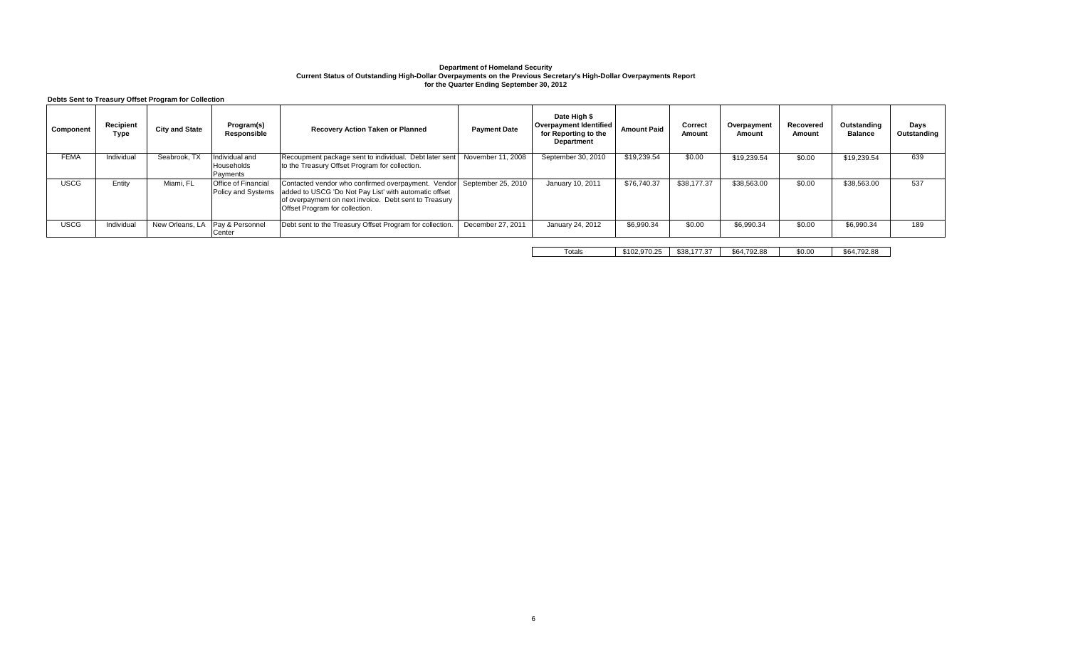**Department of Homeland Security**
**Current Status of Outstanding High-Dollar Overpayments on the Previous Secretary's High-Dollar Overpayments Report**
**for the Quarter Ending September 30, 2012**

**Debts Sent to Treasury Offset Program for Collection**

| Component | Recipient Type | City and State | Program(s) Responsible | Recovery Action Taken or Planned | Payment Date | Date High $ Overpayment Identified for Reporting to the Department | Amount Paid | Correct Amount | Overpayment Amount | Recovered Amount | Outstanding Balance | Days Outstanding |
|---|---|---|---|---|---|---|---|---|---|---|---|---|
| FEMA | Individual | Seabrook, TX | Individual and Households Payments | Recoupment package sent to individual. Debt later sent to the Treasury Offset Program for collection. | November 11, 2008 | September 30, 2010 | $19,239.54 | $0.00 | $19,239.54 | $0.00 | $19,239.54 | 639 |
| USCG | Entity | Miami, FL | Office of Financial Policy and Systems | Contacted vendor who confirmed overpayment. Vendor added to USCG 'Do Not Pay List' with automatic offset of overpayment on next invoice. Debt sent to Treasury Offset Program for collection. | September 25, 2010 | January 10, 2011 | $76,740.37 | $38,177.37 | $38,563.00 | $0.00 | $38,563.00 | 537 |
| USCG | Individual | New Orleans, LA | Pay & Personnel Center | Debt sent to the Treasury Offset Program for collection. | December 27, 2011 | January 24, 2012 | $6,990.34 | $0.00 | $6,990.34 | $0.00 | $6,990.34 | 189 |
| | | | | | | Totals | $102,970.25 | $38,177.37 | $64,792.88 | $0.00 | $64,792.88 | |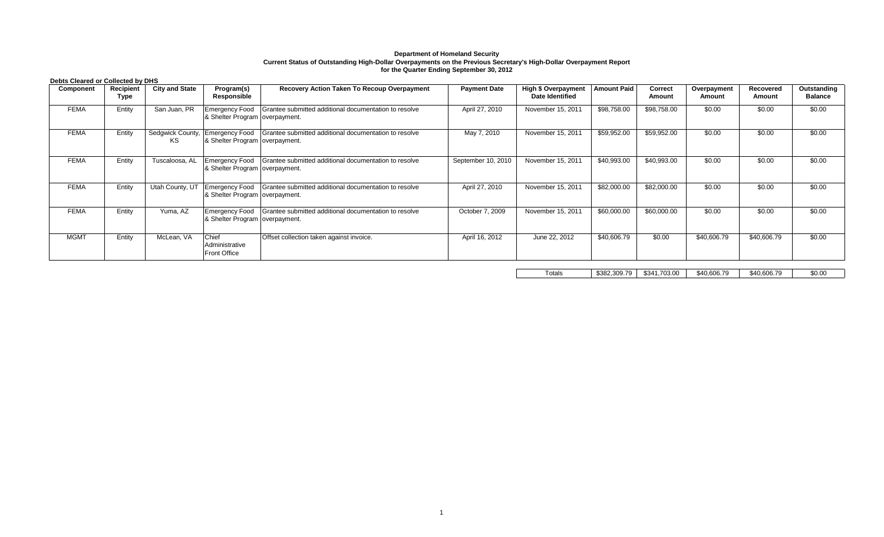**Department of Homeland Security**
**Current Status of Outstanding High-Dollar Overpayments on the Previous Secretary's High-Dollar Overpayment Report**
**for the Quarter Ending September 30, 2012**

**Debts Cleared or Collected by DHS**

| Component | Recipient Type | City and State | Program(s) Responsible | Recovery Action Taken To Recoup Overpayment | Payment Date | High $ Overpayment Date Identified | Amount Paid | Correct Amount | Overpayment Amount | Recovered Amount | Outstanding Balance |
|---|---|---|---|---|---|---|---|---|---|---|---|
| FEMA | Entity | San Juan, PR | Emergency Food & Shelter Program | Grantee submitted additional documentation to resolve overpayment. | April 27, 2010 | November 15, 2011 | $98,758.00 | $98,758.00 | $0.00 | $0.00 | $0.00 |
| FEMA | Entity | Sedgwick County, KS | Emergency Food & Shelter Program | Grantee submitted additional documentation to resolve overpayment. | May 7, 2010 | November 15, 2011 | $59,952.00 | $59,952.00 | $0.00 | $0.00 | $0.00 |
| FEMA | Entity | Tuscaloosa, AL | Emergency Food & Shelter Program | Grantee submitted additional documentation to resolve overpayment. | September 10, 2010 | November 15, 2011 | $40,993.00 | $40,993.00 | $0.00 | $0.00 | $0.00 |
| FEMA | Entity | Utah County, UT | Emergency Food & Shelter Program | Grantee submitted additional documentation to resolve overpayment. | April 27, 2010 | November 15, 2011 | $82,000.00 | $82,000.00 | $0.00 | $0.00 | $0.00 |
| FEMA | Entity | Yuma, AZ | Emergency Food & Shelter Program | Grantee submitted additional documentation to resolve overpayment. | October 7, 2009 | November 15, 2011 | $60,000.00 | $60,000.00 | $0.00 | $0.00 | $0.00 |
| MGMT | Entity | McLean, VA | Chief Administrative Front Office | Offset collection taken against invoice. | April 16, 2012 | June 22, 2012 | $40,606.79 | $0.00 | $40,606.79 | $40,606.79 | $0.00 |
| | | | | | | Totals | $382,309.79 | $341,703.00 | $40,606.79 | $40,606.79 | $0.00 |